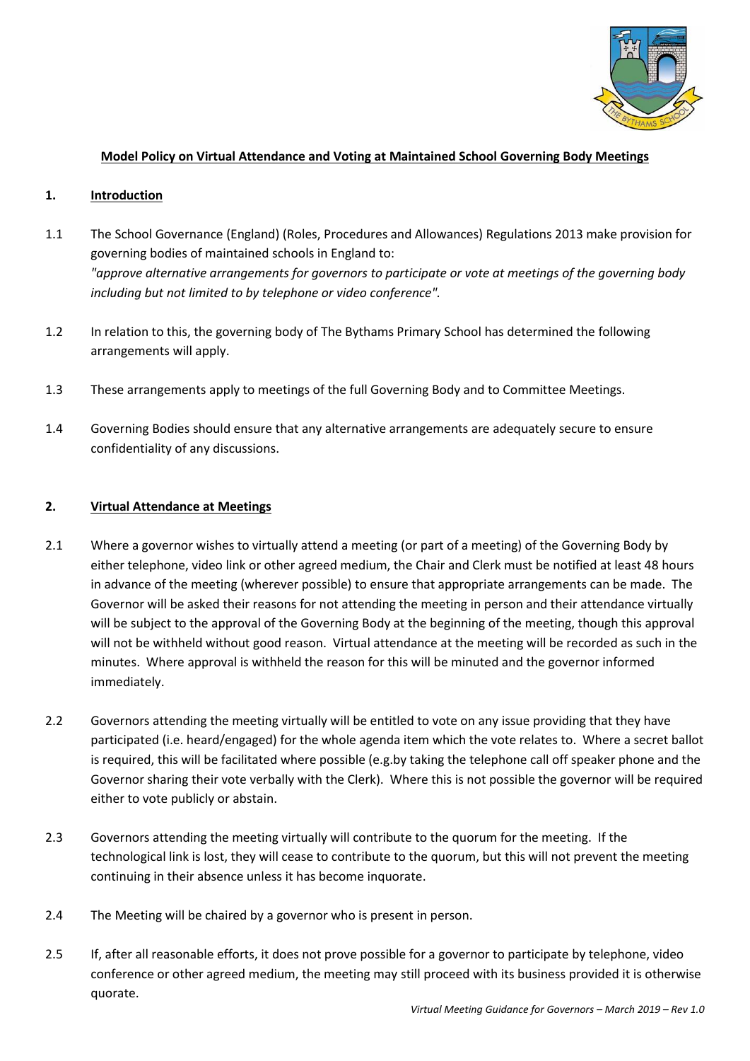**Model Policy on Virtual Attendance and Voting at Maintained School Governing Body Meetings**

## 1. Introduction

1.1 The School Governance (England) (Roles, Procedures and Allowances) Regulations 2013 make provision for governing bodies of maintained schools in England to:
*"approve alternative arrangements for governors to participate or vote at meetings of the governing body including but not limited to by telephone or video conference".*

1.2 In relation to this, the governing body of The Bythams Primary School has determined the following arrangements will apply.

1.3 These arrangements apply to meetings of the full Governing Body and to Committee Meetings.

1.4 Governing Bodies should ensure that any alternative arrangements are adequately secure to ensure confidentiality of any discussions.

## 2. Virtual Attendance at Meetings

2.1 Where a governor wishes to virtually attend a meeting (or part of a meeting) of the Governing Body by either telephone, video link or other agreed medium, the Chair and Clerk must be notified at least 48 hours in advance of the meeting (wherever possible) to ensure that appropriate arrangements can be made. The Governor will be asked their reasons for not attending the meeting in person and their attendance virtually will be subject to the approval of the Governing Body at the beginning of the meeting, though this approval will not be withheld without good reason. Virtual attendance at the meeting will be recorded as such in the minutes. Where approval is withheld the reason for this will be minuted and the governor informed immediately.

2.2 Governors attending the meeting virtually will be entitled to vote on any issue providing that they have participated (i.e. heard/engaged) for the whole agenda item which the vote relates to. Where a secret ballot is required, this will be facilitated where possible (e.g.by taking the telephone call off speaker phone and the Governor sharing their vote verbally with the Clerk). Where this is not possible the governor will be required either to vote publicly or abstain.

2.3 Governors attending the meeting virtually will contribute to the quorum for the meeting. If the technological link is lost, they will cease to contribute to the quorum, but this will not prevent the meeting continuing in their absence unless it has become inquorate.

2.4 The Meeting will be chaired by a governor who is present in person.

2.5 If, after all reasonable efforts, it does not prove possible for a governor to participate by telephone, video conference or other agreed medium, the meeting may still proceed with its business provided it is otherwise quorate.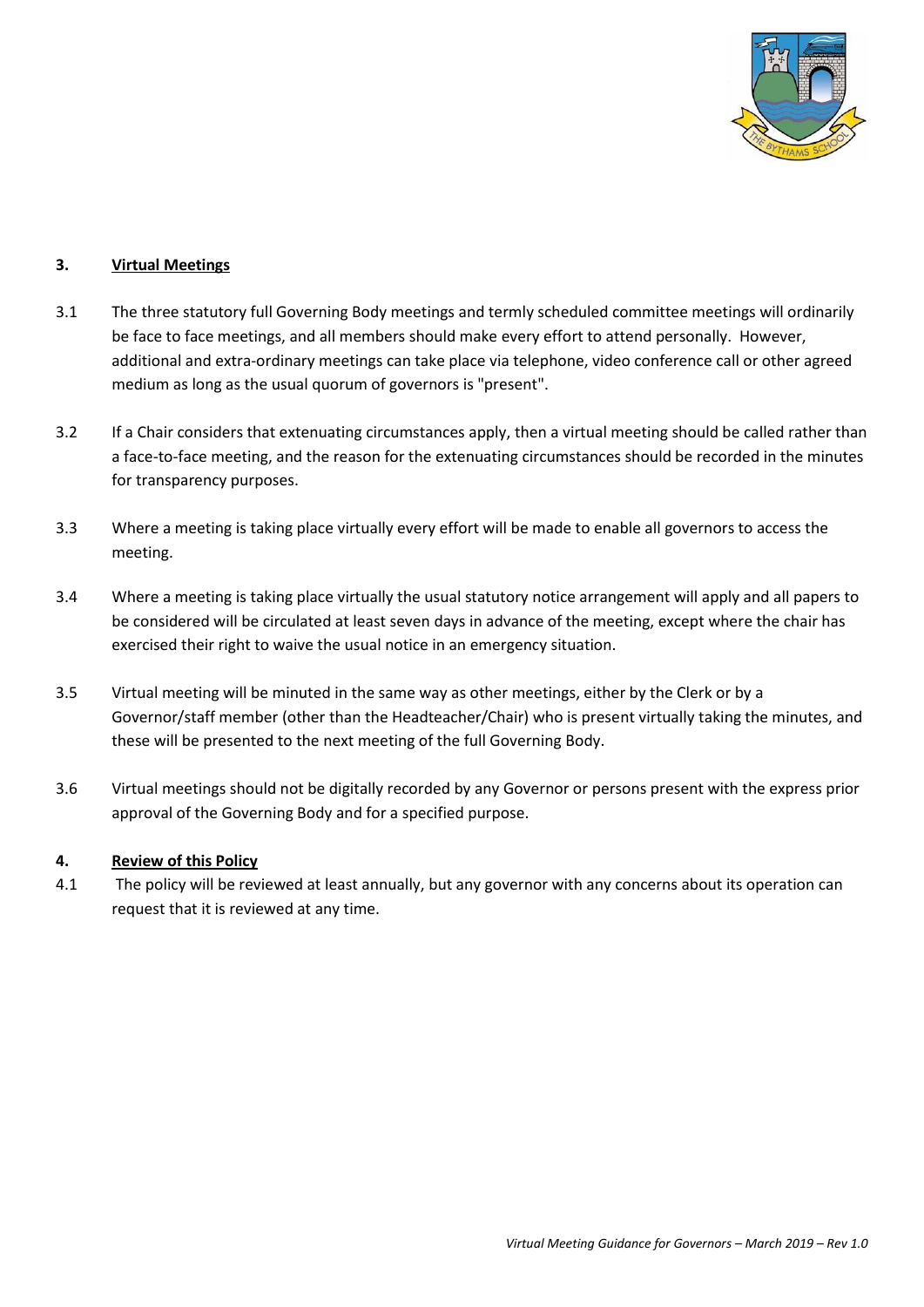## 3. Virtual Meetings

3.1 The three statutory full Governing Body meetings and termly scheduled committee meetings will ordinarily be face to face meetings, and all members should make every effort to attend personally. However, additional and extra-ordinary meetings can take place via telephone, video conference call or other agreed medium as long as the usual quorum of governors is "present".

3.2 If a Chair considers that extenuating circumstances apply, then a virtual meeting should be called rather than a face-to-face meeting, and the reason for the extenuating circumstances should be recorded in the minutes for transparency purposes.

3.3 Where a meeting is taking place virtually every effort will be made to enable all governors to access the meeting.

3.4 Where a meeting is taking place virtually the usual statutory notice arrangement will apply and all papers to be considered will be circulated at least seven days in advance of the meeting, except where the chair has exercised their right to waive the usual notice in an emergency situation.

3.5 Virtual meeting will be minuted in the same way as other meetings, either by the Clerk or by a Governor/staff member (other than the Headteacher/Chair) who is present virtually taking the minutes, and these will be presented to the next meeting of the full Governing Body.

3.6 Virtual meetings should not be digitally recorded by any Governor or persons present with the express prior approval of the Governing Body and for a specified purpose.

## 4. Review of this Policy

4.1 The policy will be reviewed at least annually, but any governor with any concerns about its operation can request that it is reviewed at any time.